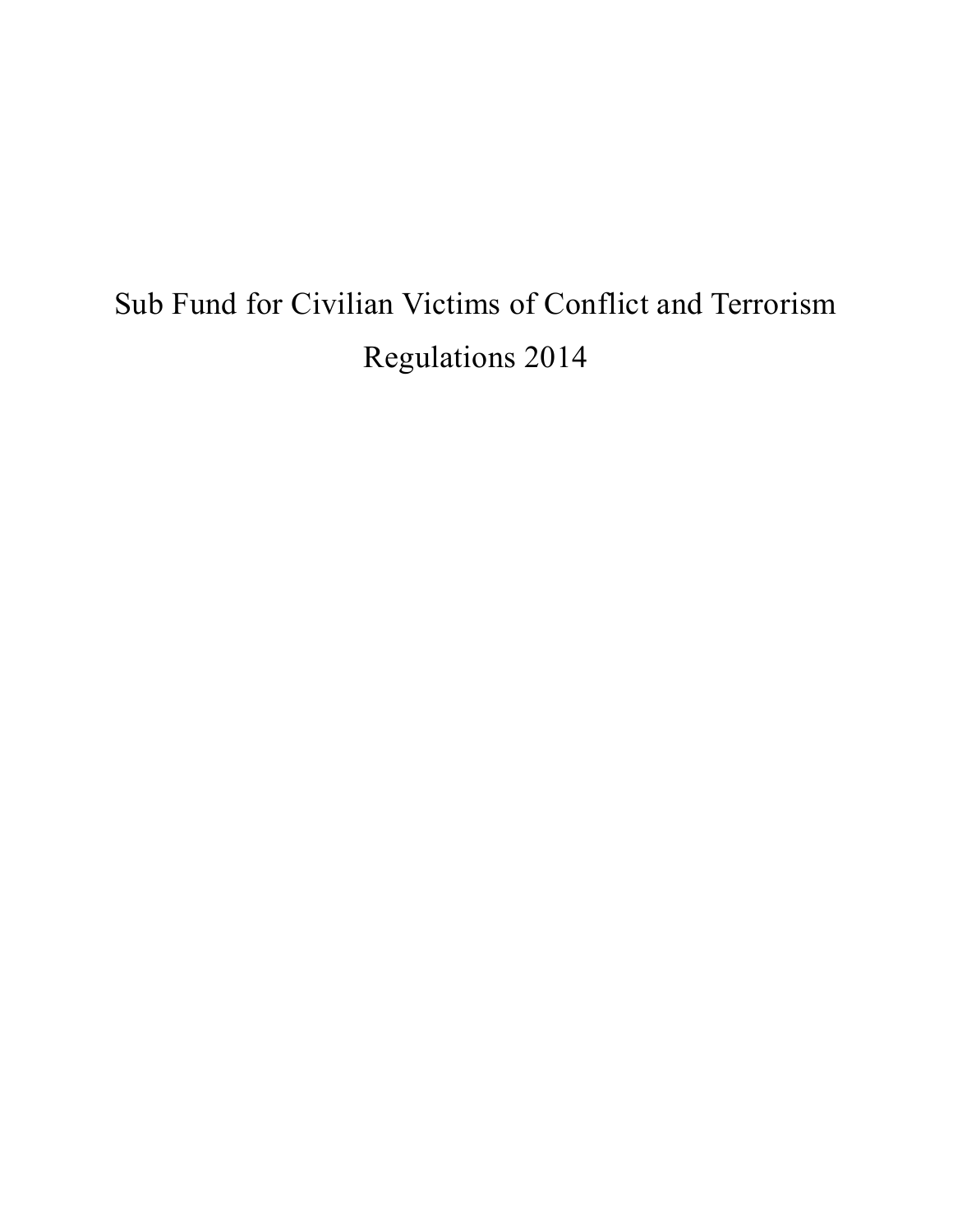# Sub Fund for Civilian Victims of Conflict and Terrorism Regulations 2014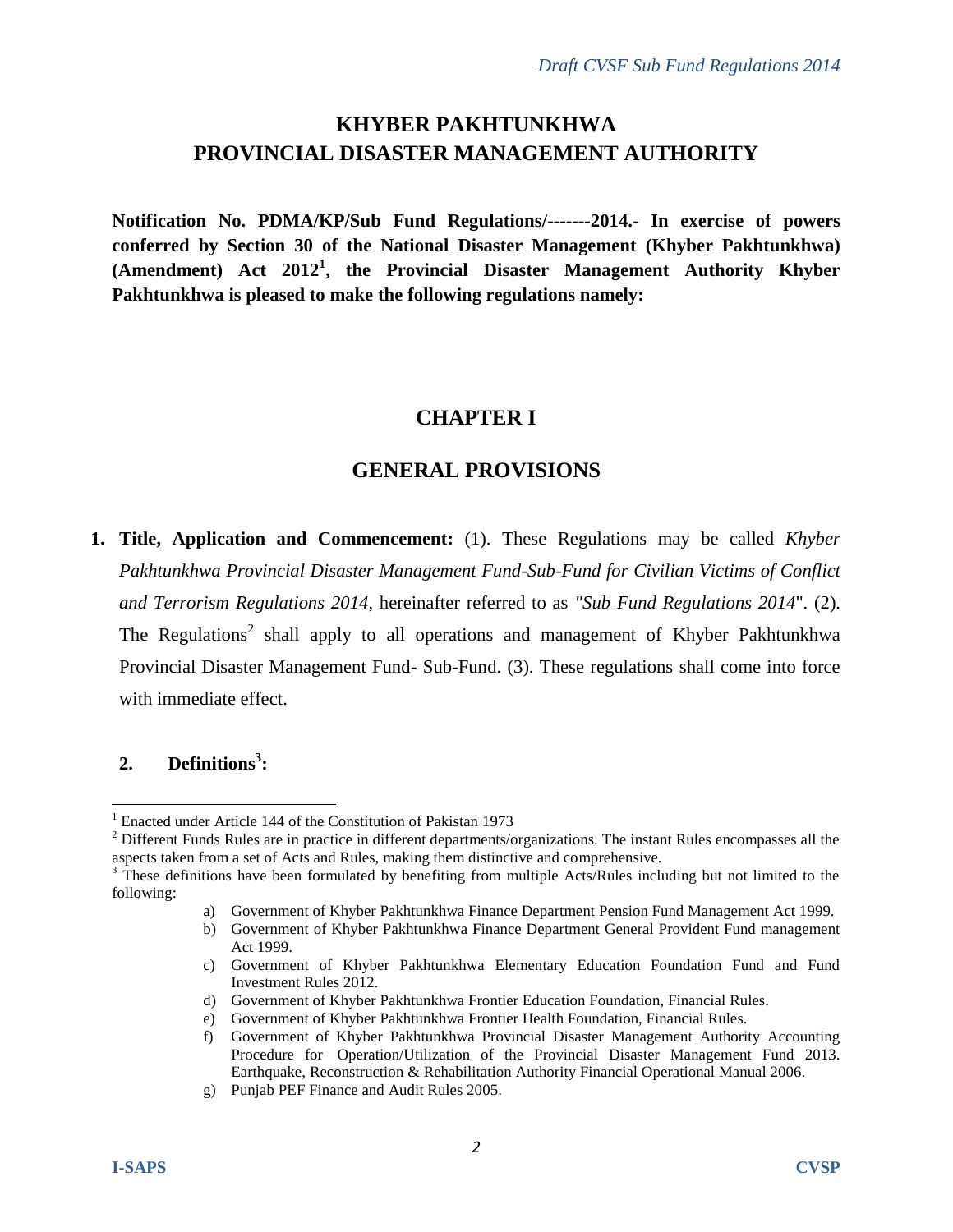# KHYBER PAKHTUNKHWA
# PROVINCIAL DISASTER MANAGEMENT AUTHORITY

**Notification No. PDMA/KP/Sub Fund Regulations/-------2014.- In exercise of powers conferred by Section 30 of the National Disaster Management (Khyber Pakhtunkhwa) (Amendment) Act 2012[1], the Provincial Disaster Management Authority Khyber Pakhtunkhwa is pleased to make the following regulations namely:**

## CHAPTER I

## GENERAL PROVISIONS

1. **Title, Application and Commencement:** (1). These Regulations may be called *Khyber Pakhtunkhwa Provincial Disaster Management Fund-Sub-Fund for Civilian Victims of Conflict and Terrorism Regulations 2014*, hereinafter referred to as *"Sub Fund Regulations 2014*". (2). The Regulations[2] shall apply to all operations and management of Khyber Pakhtunkhwa Provincial Disaster Management Fund- Sub-Fund. (3). These regulations shall come into force with immediate effect.

2. **Definitions[3]:**

---

[1] Enacted under Article 144 of the Constitution of Pakistan 1973

[2] Different Funds Rules are in practice in different departments/organizations. The instant Rules encompasses all the aspects taken from a set of Acts and Rules, making them distinctive and comprehensive.

[3] These definitions have been formulated by benefiting from multiple Acts/Rules including but not limited to the following:

a) Government of Khyber Pakhtunkhwa Finance Department Pension Fund Management Act 1999.
b) Government of Khyber Pakhtunkhwa Finance Department General Provident Fund management Act 1999.
c) Government of Khyber Pakhtunkhwa Elementary Education Foundation Fund and Fund Investment Rules 2012.
d) Government of Khyber Pakhtunkhwa Frontier Education Foundation, Financial Rules.
e) Government of Khyber Pakhtunkhwa Frontier Health Foundation, Financial Rules.
f) Government of Khyber Pakhtunkhwa Provincial Disaster Management Authority Accounting Procedure for Operation/Utilization of the Provincial Disaster Management Fund 2013. Earthquake, Reconstruction & Rehabilitation Authority Financial Operational Manual 2006.
g) Punjab PEF Finance and Audit Rules 2005.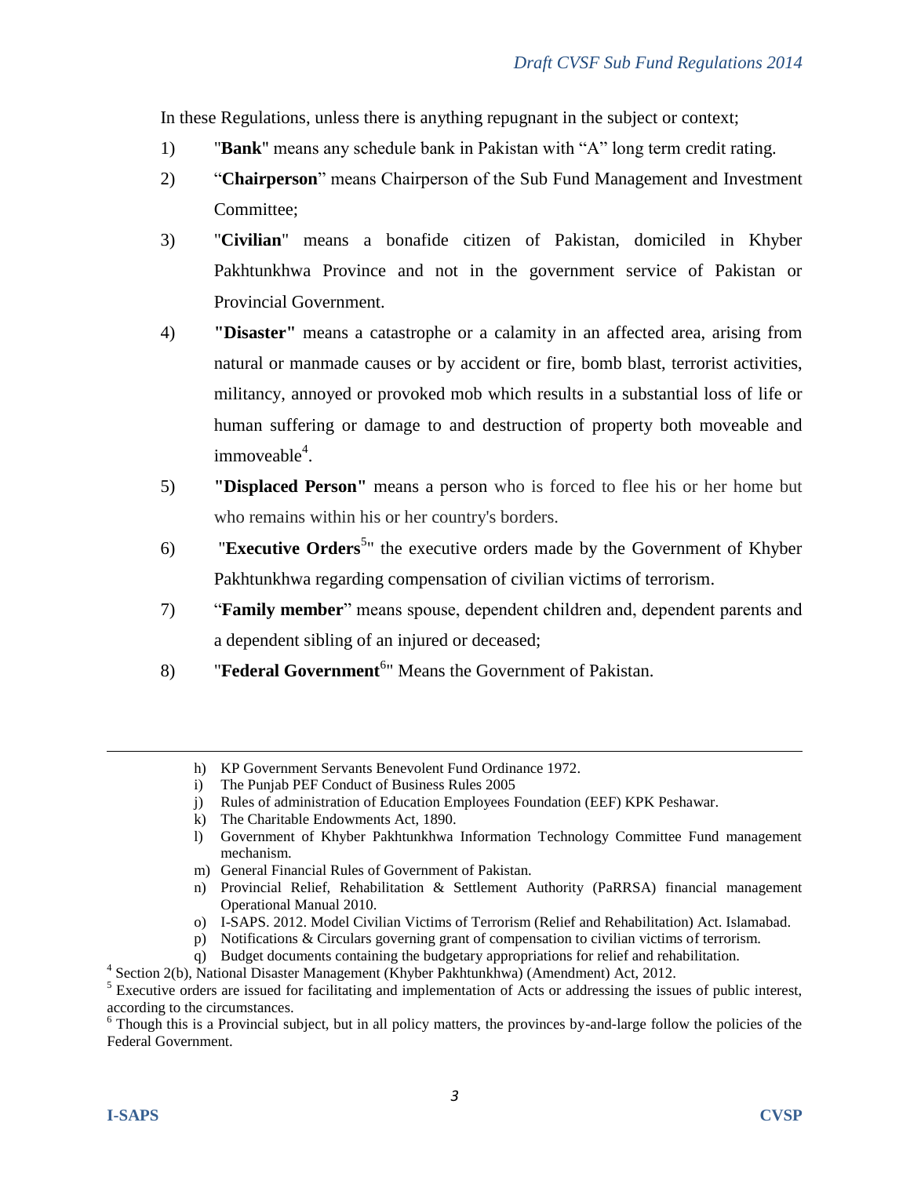In these Regulations, unless there is anything repugnant in the subject or context;

1) "**Bank**" means any schedule bank in Pakistan with "A" long term credit rating.

2) "**Chairperson**" means Chairperson of the Sub Fund Management and Investment Committee;

3) "**Civilian**" means a bonafide citizen of Pakistan, domiciled in Khyber Pakhtunkhwa Province and not in the government service of Pakistan or Provincial Government.

4) **"Disaster"** means a catastrophe or a calamity in an affected area, arising from natural or manmade causes or by accident or fire, bomb blast, terrorist activities, militancy, annoyed or provoked mob which results in a substantial loss of life or human suffering or damage to and destruction of property both moveable and immoveable[4].

5) **"Displaced Person"** means a person who is forced to flee his or her home but who remains within his or her country's borders.

6) "**Executive Orders**[5]" the executive orders made by the Government of Khyber Pakhtunkhwa regarding compensation of civilian victims of terrorism.

7) "**Family member**" means spouse, dependent children and, dependent parents and a dependent sibling of an injured or deceased;

8) "**Federal Government**[6]" Means the Government of Pakistan.

---

h) KP Government Servants Benevolent Fund Ordinance 1972.
i) The Punjab PEF Conduct of Business Rules 2005
j) Rules of administration of Education Employees Foundation (EEF) KPK Peshawar.
k) The Charitable Endowments Act, 1890.
l) Government of Khyber Pakhtunkhwa Information Technology Committee Fund management mechanism.
m) General Financial Rules of Government of Pakistan.
n) Provincial Relief, Rehabilitation & Settlement Authority (PaRRSA) financial management Operational Manual 2010.
o) I-SAPS. 2012. Model Civilian Victims of Terrorism (Relief and Rehabilitation) Act. Islamabad.
p) Notifications & Circulars governing grant of compensation to civilian victims of terrorism.
q) Budget documents containing the budgetary appropriations for relief and rehabilitation.

[4] Section 2(b), National Disaster Management (Khyber Pakhtunkhwa) (Amendment) Act, 2012.

[5] Executive orders are issued for facilitating and implementation of Acts or addressing the issues of public interest, according to the circumstances.

[6] Though this is a Provincial subject, but in all policy matters, the provinces by-and-large follow the policies of the Federal Government.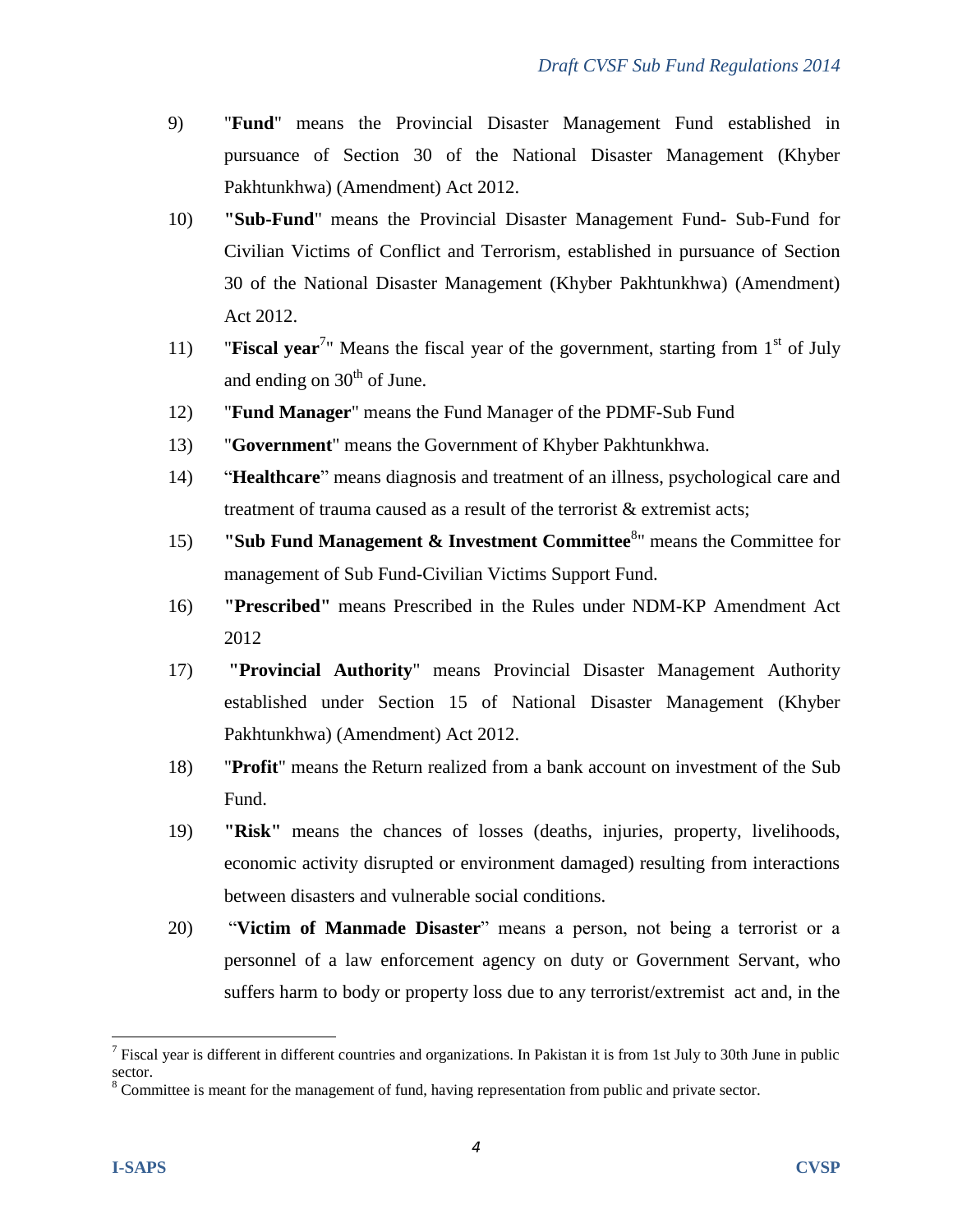9) "**Fund**" means the Provincial Disaster Management Fund established in pursuance of Section 30 of the National Disaster Management (Khyber Pakhtunkhwa) (Amendment) Act 2012.

10) **"Sub-Fund**" means the Provincial Disaster Management Fund- Sub-Fund for Civilian Victims of Conflict and Terrorism, established in pursuance of Section 30 of the National Disaster Management (Khyber Pakhtunkhwa) (Amendment) Act 2012.

11) "**Fiscal year**[7]" Means the fiscal year of the government, starting from 1st of July and ending on 30th of June.

12) "**Fund Manager**" means the Fund Manager of the PDMF-Sub Fund

13) "**Government**" means the Government of Khyber Pakhtunkhwa.

14) "**Healthcare**" means diagnosis and treatment of an illness, psychological care and treatment of trauma caused as a result of the terrorist & extremist acts;

15) **"Sub Fund Management & Investment Committee**[8]" means the Committee for management of Sub Fund-Civilian Victims Support Fund.

16) **"Prescribed"** means Prescribed in the Rules under NDM-KP Amendment Act 2012

17) **"Provincial Authority**" means Provincial Disaster Management Authority established under Section 15 of National Disaster Management (Khyber Pakhtunkhwa) (Amendment) Act 2012.

18) "**Profit**" means the Return realized from a bank account on investment of the Sub Fund.

19) **"Risk"** means the chances of losses (deaths, injuries, property, livelihoods, economic activity disrupted or environment damaged) resulting from interactions between disasters and vulnerable social conditions.

20) "**Victim of Manmade Disaster**" means a person, not being a terrorist or a personnel of a law enforcement agency on duty or Government Servant, who suffers harm to body or property loss due to any terrorist/extremist act and, in the

---

[7] Fiscal year is different in different countries and organizations. In Pakistan it is from 1st July to 30th June in public sector.

[8] Committee is meant for the management of fund, having representation from public and private sector.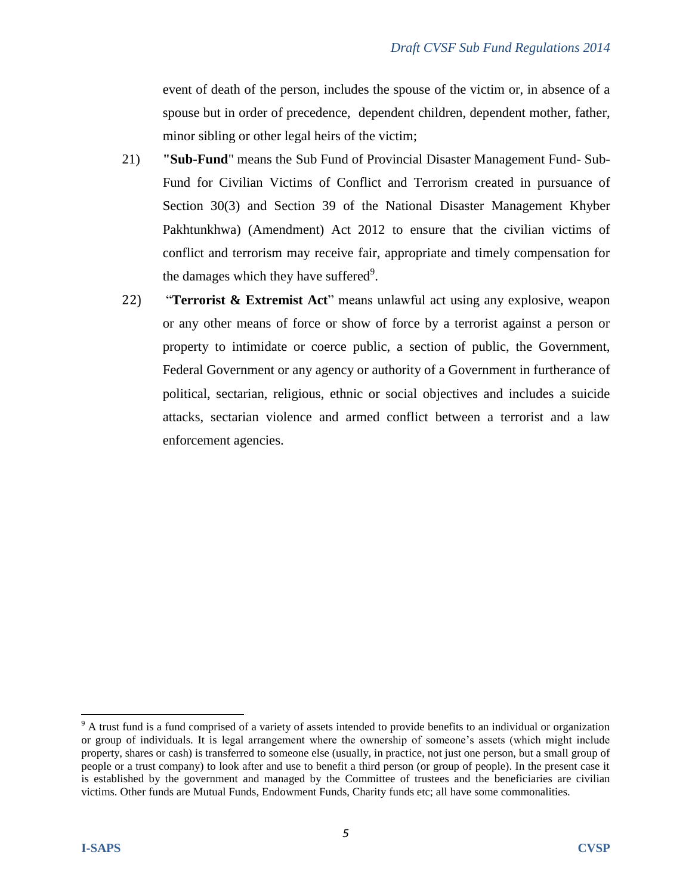event of death of the person, includes the spouse of the victim or, in absence of a spouse but in order of precedence, dependent children, dependent mother, father, minor sibling or other legal heirs of the victim;

21) **"Sub-Fund**" means the Sub Fund of Provincial Disaster Management Fund- Sub-Fund for Civilian Victims of Conflict and Terrorism created in pursuance of Section 30(3) and Section 39 of the National Disaster Management Khyber Pakhtunkhwa) (Amendment) Act 2012 to ensure that the civilian victims of conflict and terrorism may receive fair, appropriate and timely compensation for the damages which they have suffered[9].

22) "**Terrorist & Extremist Act**" means unlawful act using any explosive, weapon or any other means of force or show of force by a terrorist against a person or property to intimidate or coerce public, a section of public, the Government, Federal Government or any agency or authority of a Government in furtherance of political, sectarian, religious, ethnic or social objectives and includes a suicide attacks, sectarian violence and armed conflict between a terrorist and a law enforcement agencies.

---

[9] A trust fund is a fund comprised of a variety of assets intended to provide benefits to an individual or organization or group of individuals. It is legal arrangement where the ownership of someone's assets (which might include property, shares or cash) is transferred to someone else (usually, in practice, not just one person, but a small group of people or a trust company) to look after and use to benefit a third person (or group of people). In the present case it is established by the government and managed by the Committee of trustees and the beneficiaries are civilian victims. Other funds are Mutual Funds, Endowment Funds, Charity funds etc; all have some commonalities.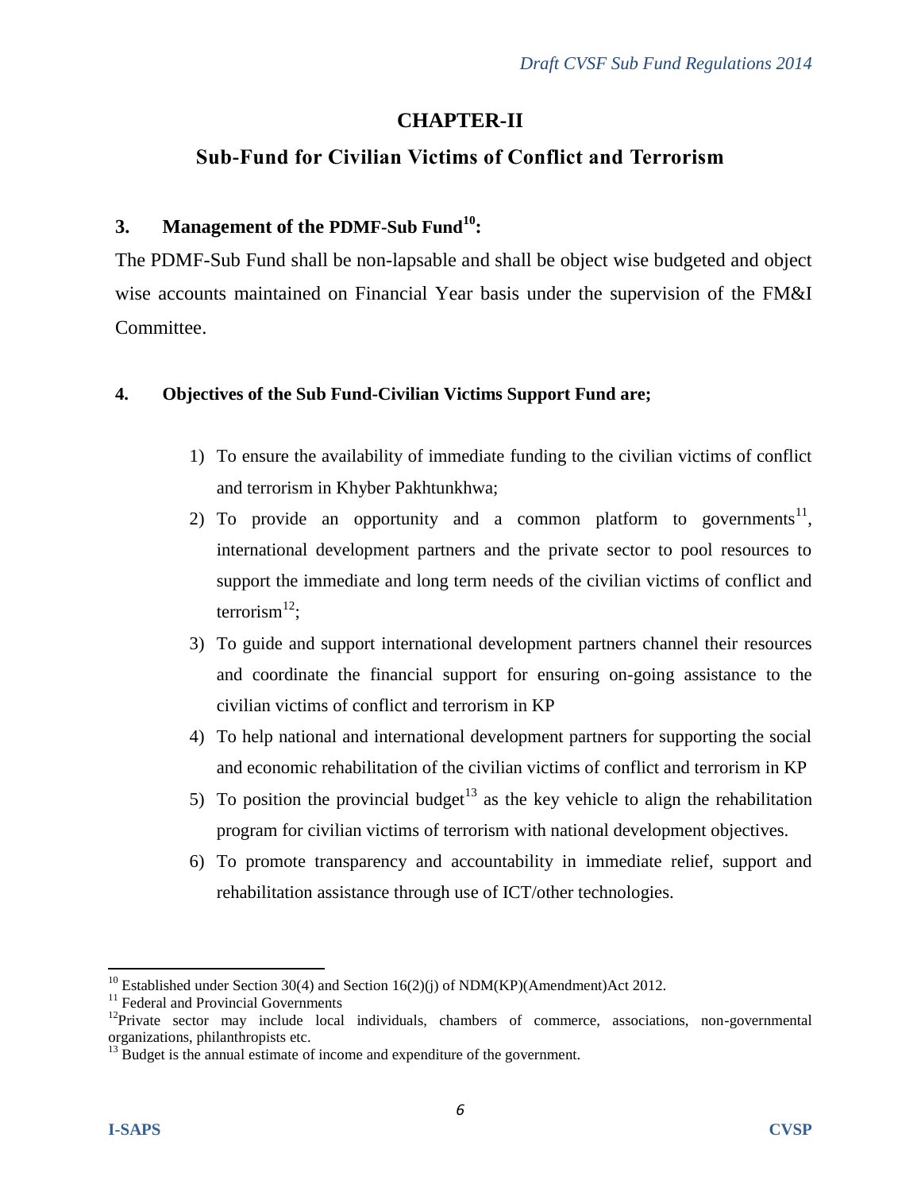# CHAPTER-II

## Sub-Fund for Civilian Victims of Conflict and Terrorism

### 3. Management of the PDMF-Sub Fund[10]:

The PDMF-Sub Fund shall be non-lapsable and shall be object wise budgeted and object wise accounts maintained on Financial Year basis under the supervision of the FM&I Committee.

### 4. Objectives of the Sub Fund-Civilian Victims Support Fund are;

1) To ensure the availability of immediate funding to the civilian victims of conflict and terrorism in Khyber Pakhtunkhwa;
2) To provide an opportunity and a common platform to governments[11], international development partners and the private sector to pool resources to support the immediate and long term needs of the civilian victims of conflict and terrorism[12];
3) To guide and support international development partners channel their resources and coordinate the financial support for ensuring on-going assistance to the civilian victims of conflict and terrorism in KP
4) To help national and international development partners for supporting the social and economic rehabilitation of the civilian victims of conflict and terrorism in KP
5) To position the provincial budget[13] as the key vehicle to align the rehabilitation program for civilian victims of terrorism with national development objectives.
6) To promote transparency and accountability in immediate relief, support and rehabilitation assistance through use of ICT/other technologies.

---

[10] Established under Section 30(4) and Section 16(2)(j) of NDM(KP)(Amendment)Act 2012.

[11] Federal and Provincial Governments

[12] Private sector may include local individuals, chambers of commerce, associations, non-governmental organizations, philanthropists etc.

[13] Budget is the annual estimate of income and expenditure of the government.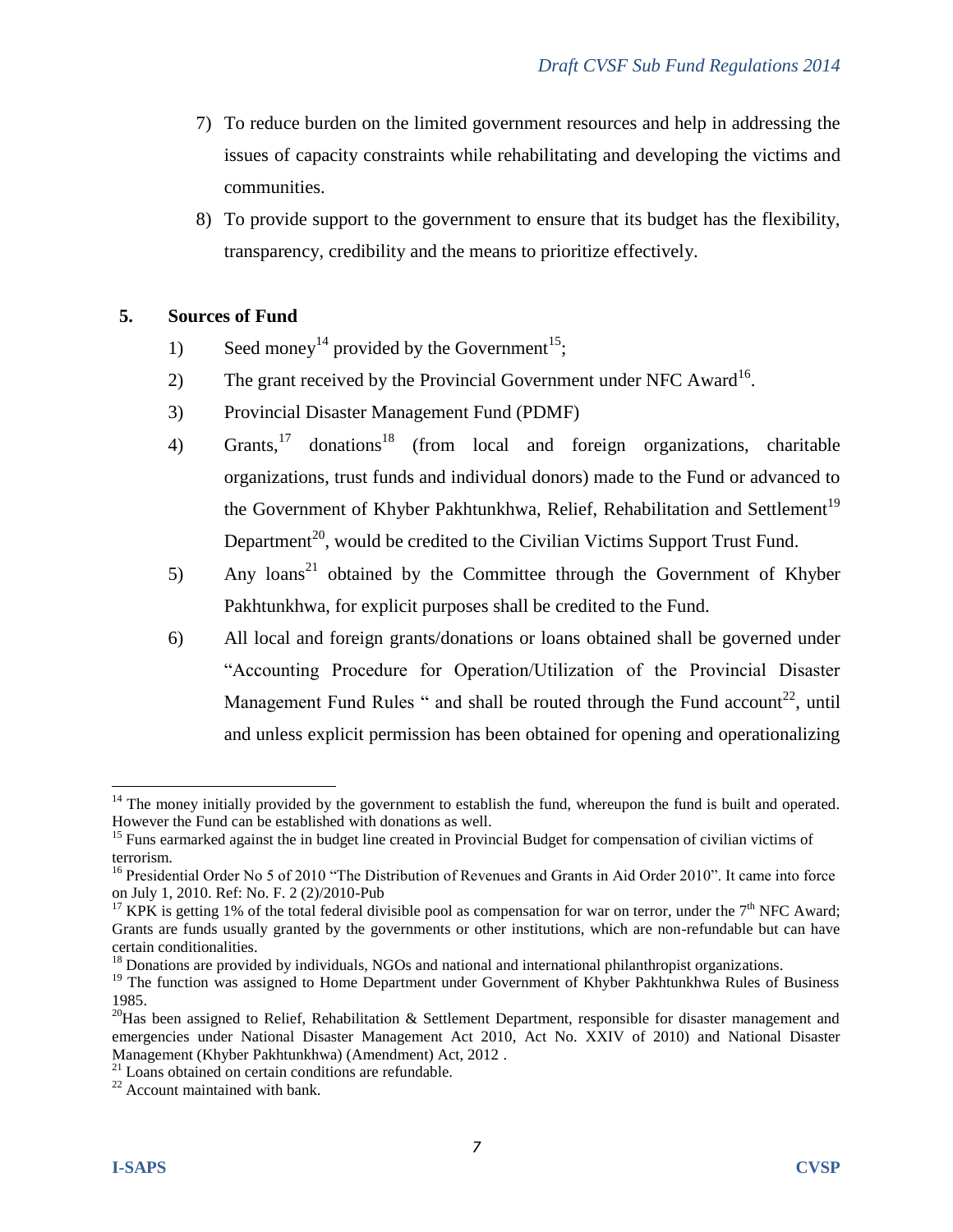7) To reduce burden on the limited government resources and help in addressing the issues of capacity constraints while rehabilitating and developing the victims and communities.
8) To provide support to the government to ensure that its budget has the flexibility, transparency, credibility and the means to prioritize effectively.

## 5. Sources of Fund

1) Seed money[14] provided by the Government[15];
2) The grant received by the Provincial Government under NFC Award[16].
3) Provincial Disaster Management Fund (PDMF)
4) Grants,[17] donations[18] (from local and foreign organizations, charitable organizations, trust funds and individual donors) made to the Fund or advanced to the Government of Khyber Pakhtunkhwa, Relief, Rehabilitation and Settlement[19] Department[20], would be credited to the Civilian Victims Support Trust Fund.
5) Any loans[21] obtained by the Committee through the Government of Khyber Pakhtunkhwa, for explicit purposes shall be credited to the Fund.
6) All local and foreign grants/donations or loans obtained shall be governed under "Accounting Procedure for Operation/Utilization of the Provincial Disaster Management Fund Rules " and shall be routed through the Fund account[22], until and unless explicit permission has been obtained for opening and operationalizing

---

[14] The money initially provided by the government to establish the fund, whereupon the fund is built and operated. However the Fund can be established with donations as well.

[15] Funs earmarked against the in budget line created in Provincial Budget for compensation of civilian victims of terrorism.

[16] Presidential Order No 5 of 2010 "The Distribution of Revenues and Grants in Aid Order 2010". It came into force on July 1, 2010. Ref: No. F. 2 (2)/2010-Pub

[17] KPK is getting 1% of the total federal divisible pool as compensation for war on terror, under the 7th NFC Award; Grants are funds usually granted by the governments or other institutions, which are non-refundable but can have certain conditionalities.

[18] Donations are provided by individuals, NGOs and national and international philanthropist organizations.

[19] The function was assigned to Home Department under Government of Khyber Pakhtunkhwa Rules of Business 1985.

[20] Has been assigned to Relief, Rehabilitation & Settlement Department, responsible for disaster management and emergencies under National Disaster Management Act 2010, Act No. XXIV of 2010) and National Disaster Management (Khyber Pakhtunkhwa) (Amendment) Act, 2012 .

[21] Loans obtained on certain conditions are refundable.

[22] Account maintained with bank.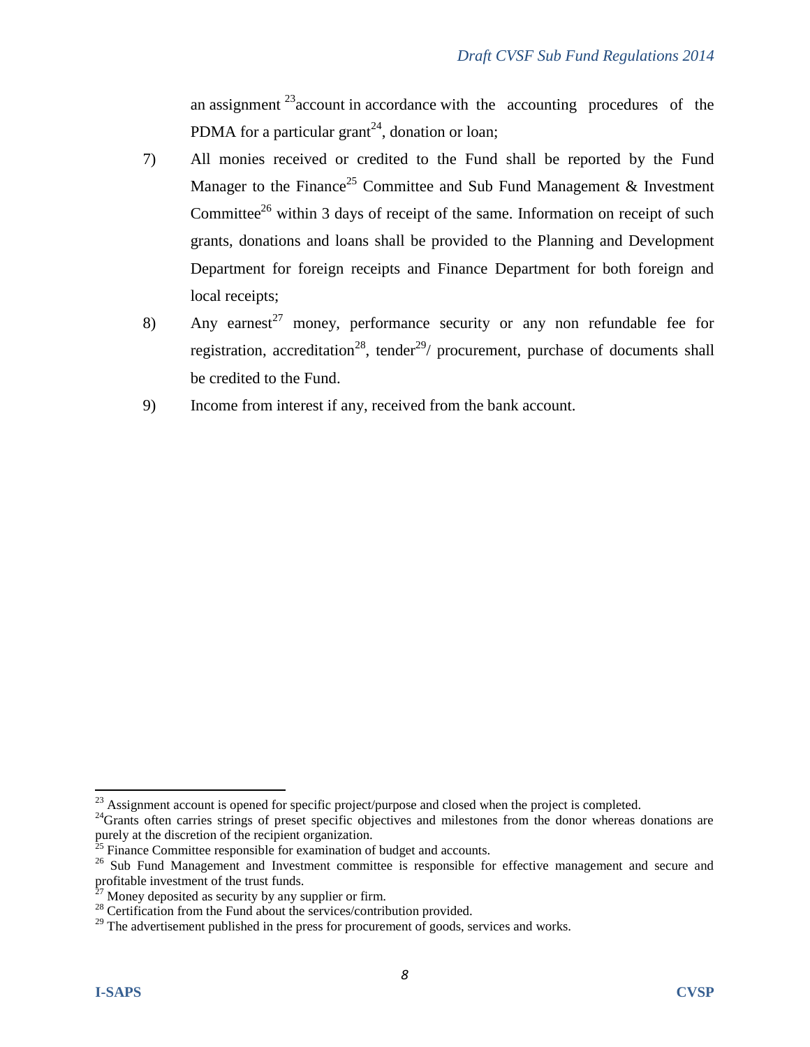an assignment [23]account in accordance with the accounting procedures of the PDMA for a particular grant[24], donation or loan;

7) All monies received or credited to the Fund shall be reported by the Fund Manager to the Finance[25] Committee and Sub Fund Management & Investment Committee[26] within 3 days of receipt of the same. Information on receipt of such grants, donations and loans shall be provided to the Planning and Development Department for foreign receipts and Finance Department for both foreign and local receipts;

8) Any earnest[27] money, performance security or any non refundable fee for registration, accreditation[28], tender[29]/ procurement, purchase of documents shall be credited to the Fund.

9) Income from interest if any, received from the bank account.

---

[23] Assignment account is opened for specific project/purpose and closed when the project is completed.

[24] Grants often carries strings of preset specific objectives and milestones from the donor whereas donations are purely at the discretion of the recipient organization.

[25] Finance Committee responsible for examination of budget and accounts.

[26] Sub Fund Management and Investment committee is responsible for effective management and secure and profitable investment of the trust funds.

[27] Money deposited as security by any supplier or firm.

[28] Certification from the Fund about the services/contribution provided.

[29] The advertisement published in the press for procurement of goods, services and works.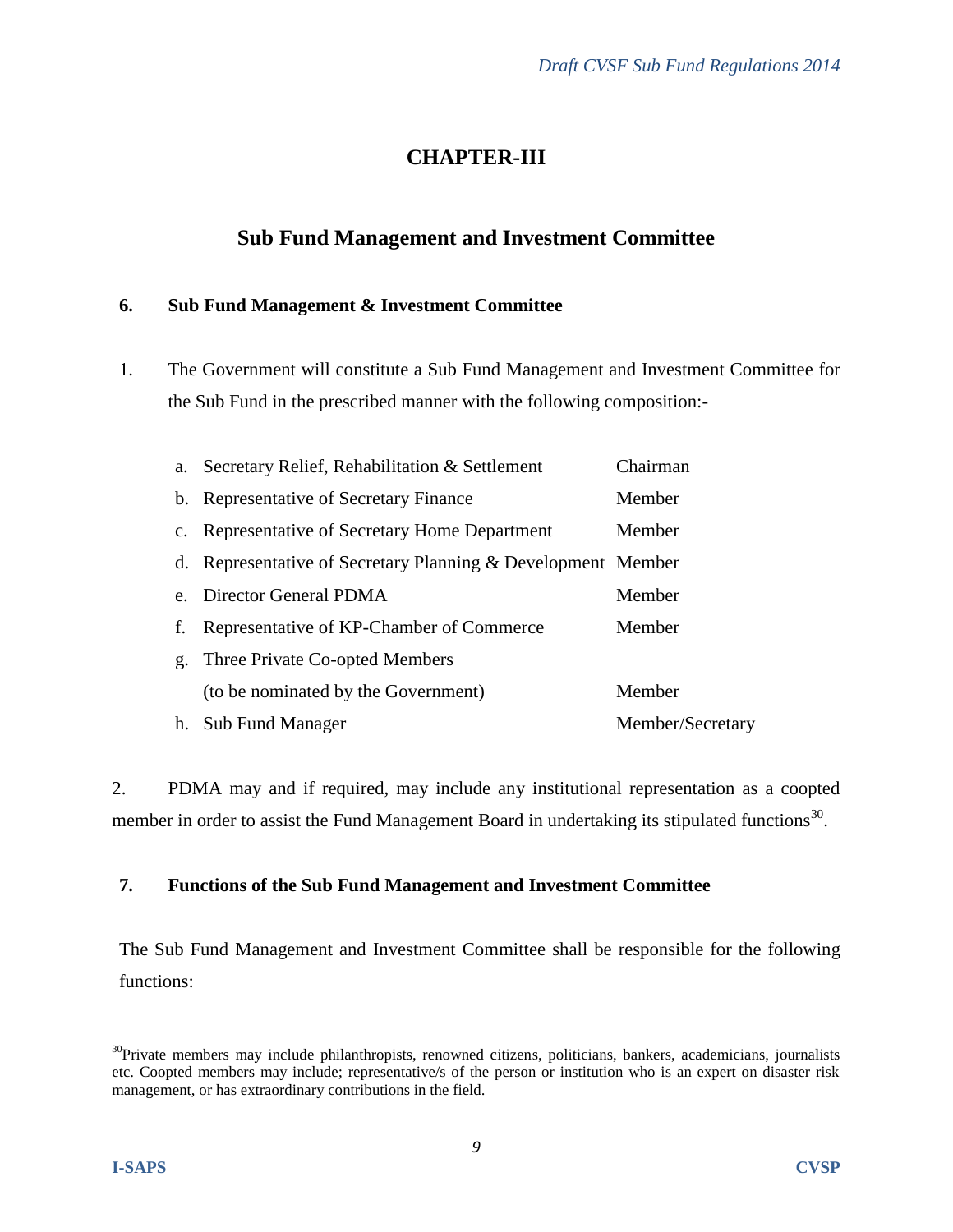# CHAPTER-III

## Sub Fund Management and Investment Committee

### 6. Sub Fund Management & Investment Committee

1. The Government will constitute a Sub Fund Management and Investment Committee for the Sub Fund in the prescribed manner with the following composition:-

| | | |
|---|---|---|
| a. | Secretary Relief, Rehabilitation & Settlement | Chairman |
| b. | Representative of Secretary Finance | Member |
| c. | Representative of Secretary Home Department | Member |
| d. | Representative of Secretary Planning & Development | Member |
| e. | Director General PDMA | Member |
| f. | Representative of KP-Chamber of Commerce | Member |
| g. | Three Private Co-opted Members (to be nominated by the Government) | Member |
| h. | Sub Fund Manager | Member/Secretary |

2. PDMA may and if required, may include any institutional representation as a coopted member in order to assist the Fund Management Board in undertaking its stipulated functions[30].

### 7. Functions of the Sub Fund Management and Investment Committee

The Sub Fund Management and Investment Committee shall be responsible for the following functions:

---

[30] Private members may include philanthropists, renowned citizens, politicians, bankers, academicians, journalists etc. Coopted members may include; representative/s of the person or institution who is an expert on disaster risk management, or has extraordinary contributions in the field.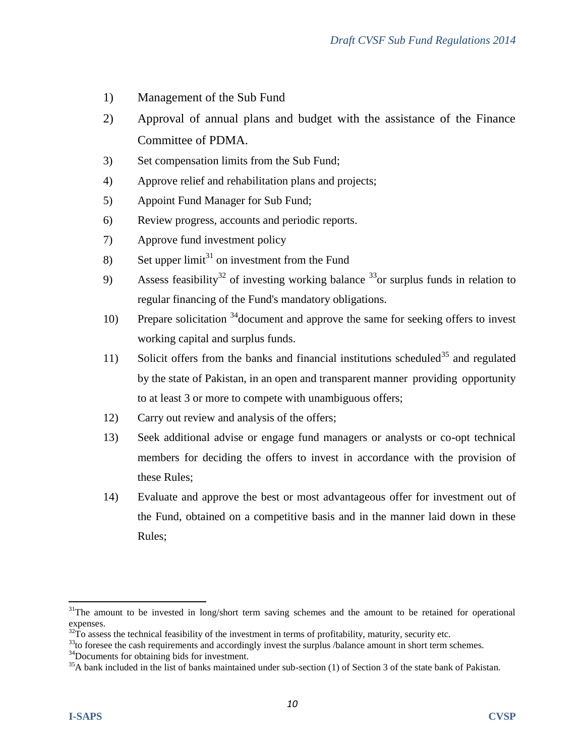1) Management of the Sub Fund
2) Approval of annual plans and budget with the assistance of the Finance Committee of PDMA.
3) Set compensation limits from the Sub Fund;
4) Approve relief and rehabilitation plans and projects;
5) Appoint Fund Manager for Sub Fund;
6) Review progress, accounts and periodic reports.
7) Approve fund investment policy
8) Set upper limit[31] on investment from the Fund
9) Assess feasibility[32] of investing working balance [33]or surplus funds in relation to regular financing of the Fund's mandatory obligations.
10) Prepare solicitation [34]document and approve the same for seeking offers to invest working capital and surplus funds.
11) Solicit offers from the banks and financial institutions scheduled[35] and regulated by the state of Pakistan, in an open and transparent manner providing opportunity to at least 3 or more to compete with unambiguous offers;
12) Carry out review and analysis of the offers;
13) Seek additional advise or engage fund managers or analysts or co-opt technical members for deciding the offers to invest in accordance with the provision of these Rules;
14) Evaluate and approve the best or most advantageous offer for investment out of the Fund, obtained on a competitive basis and in the manner laid down in these Rules;

---

[31]The amount to be invested in long/short term saving schemes and the amount to be retained for operational expenses.

[32]To assess the technical feasibility of the investment in terms of profitability, maturity, security etc.

[33]to foresee the cash requirements and accordingly invest the surplus /balance amount in short term schemes.

[34]Documents for obtaining bids for investment.

[35]A bank included in the list of banks maintained under sub-section (1) of Section 3 of the state bank of Pakistan.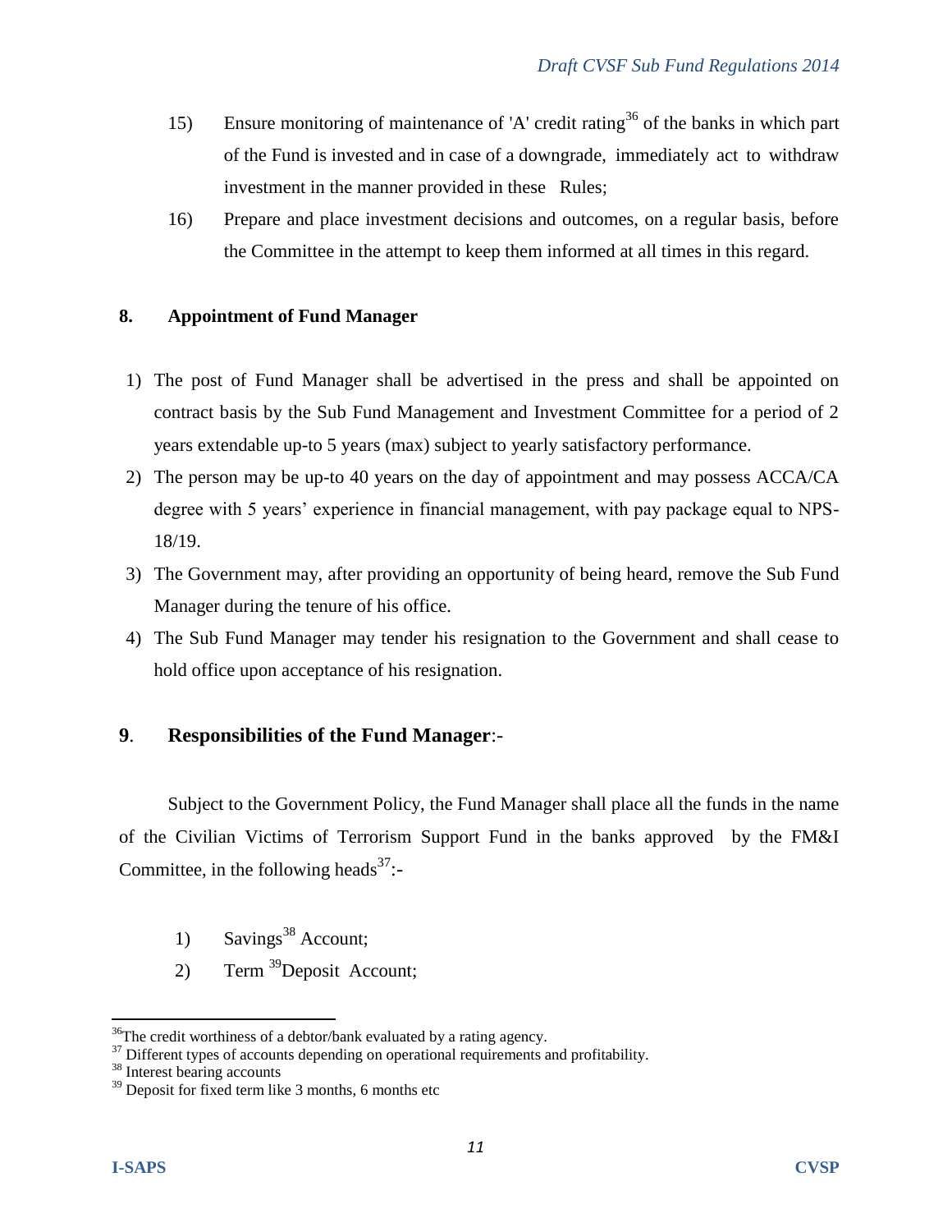15) Ensure monitoring of maintenance of 'A' credit rating[36] of the banks in which part of the Fund is invested and in case of a downgrade, immediately act to withdraw investment in the manner provided in these Rules;

16) Prepare and place investment decisions and outcomes, on a regular basis, before the Committee in the attempt to keep them informed at all times in this regard.

## 8. Appointment of Fund Manager

1) The post of Fund Manager shall be advertised in the press and shall be appointed on contract basis by the Sub Fund Management and Investment Committee for a period of 2 years extendable up-to 5 years (max) subject to yearly satisfactory performance.
2) The person may be up-to 40 years on the day of appointment and may possess ACCA/CA degree with 5 years' experience in financial management, with pay package equal to NPS-18/19.
3) The Government may, after providing an opportunity of being heard, remove the Sub Fund Manager during the tenure of his office.
4) The Sub Fund Manager may tender his resignation to the Government and shall cease to hold office upon acceptance of his resignation.

## 9. Responsibilities of the Fund Manager:-

Subject to the Government Policy, the Fund Manager shall place all the funds in the name of the Civilian Victims of Terrorism Support Fund in the banks approved by the FM&I Committee, in the following heads[37]:-

1) Savings[38] Account;
2) Term [39]Deposit Account;

---

[36] The credit worthiness of a debtor/bank evaluated by a rating agency.

[37] Different types of accounts depending on operational requirements and profitability.

[38] Interest bearing accounts

[39] Deposit for fixed term like 3 months, 6 months etc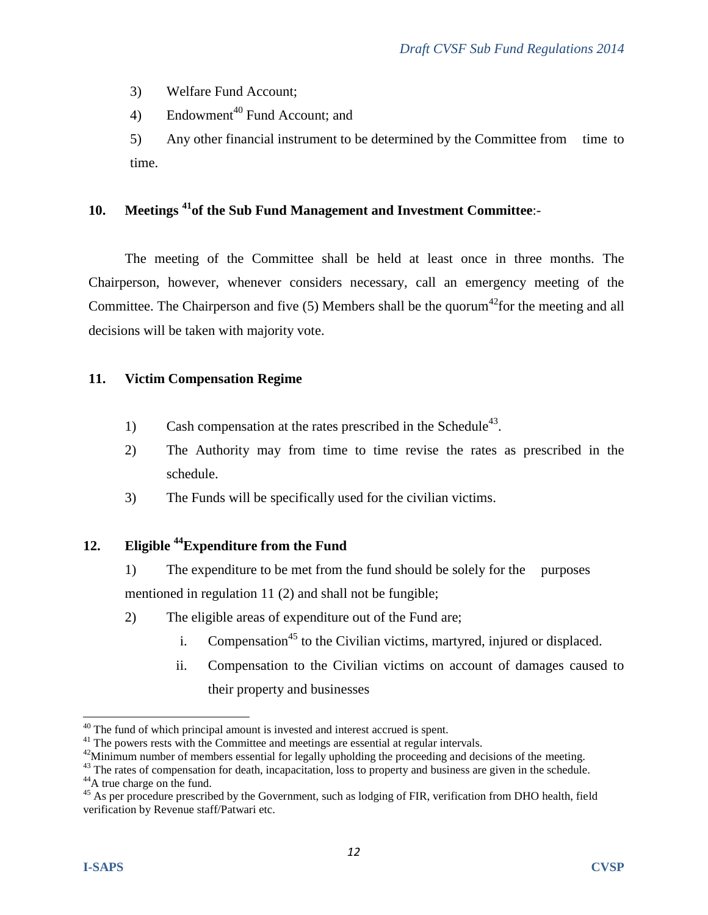3) Welfare Fund Account;

4) Endowment[40] Fund Account; and

5) Any other financial instrument to be determined by the Committee from time to time.

## 10. Meetings [41]of the Sub Fund Management and Investment Committee:-

The meeting of the Committee shall be held at least once in three months. The Chairperson, however, whenever considers necessary, call an emergency meeting of the Committee. The Chairperson and five (5) Members shall be the quorum[42]for the meeting and all decisions will be taken with majority vote.

## 11. Victim Compensation Regime

1) Cash compensation at the rates prescribed in the Schedule[43].

2) The Authority may from time to time revise the rates as prescribed in the schedule.

3) The Funds will be specifically used for the civilian victims.

## 12. Eligible [44]Expenditure from the Fund

1) The expenditure to be met from the fund should be solely for the purposes mentioned in regulation 11 (2) and shall not be fungible;

2) The eligible areas of expenditure out of the Fund are;

   i. Compensation[45] to the Civilian victims, martyred, injured or displaced.

   ii. Compensation to the Civilian victims on account of damages caused to their property and businesses

---

[40] The fund of which principal amount is invested and interest accrued is spent.

[41] The powers rests with the Committee and meetings are essential at regular intervals.

[42] Minimum number of members essential for legally upholding the proceeding and decisions of the meeting.

[43] The rates of compensation for death, incapacitation, loss to property and business are given in the schedule.

[44] A true charge on the fund.

[45] As per procedure prescribed by the Government, such as lodging of FIR, verification from DHO health, field verification by Revenue staff/Patwari etc.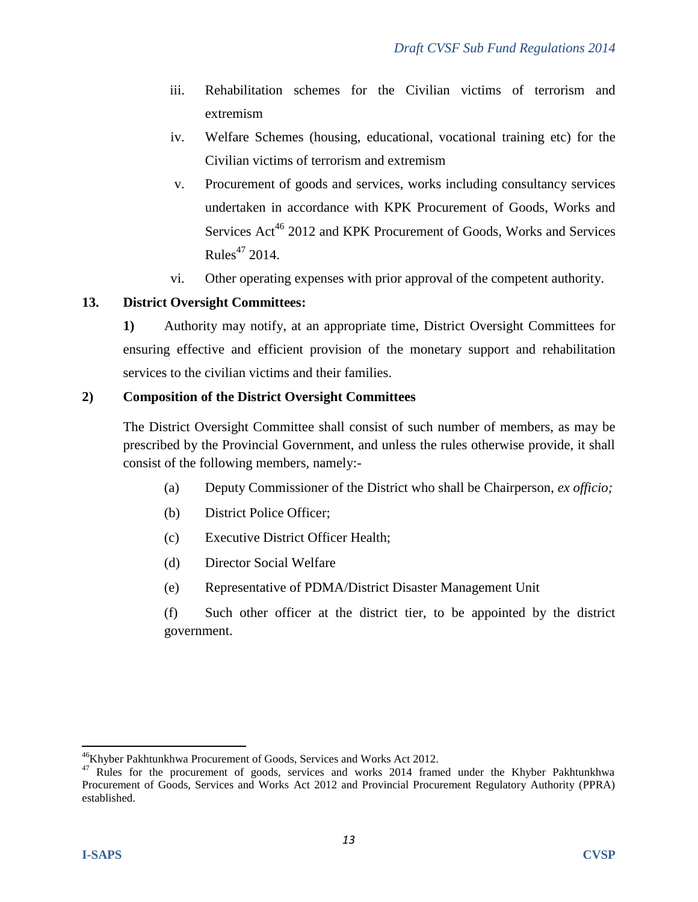iii. Rehabilitation schemes for the Civilian victims of terrorism and extremism

iv. Welfare Schemes (housing, educational, vocational training etc) for the Civilian victims of terrorism and extremism

v. Procurement of goods and services, works including consultancy services undertaken in accordance with KPK Procurement of Goods, Works and Services Act[46] 2012 and KPK Procurement of Goods, Works and Services Rules[47] 2014.

vi. Other operating expenses with prior approval of the competent authority.

**13. District Oversight Committees:**

**1)** Authority may notify, at an appropriate time, District Oversight Committees for ensuring effective and efficient provision of the monetary support and rehabilitation services to the civilian victims and their families.

**2) Composition of the District Oversight Committees**

The District Oversight Committee shall consist of such number of members, as may be prescribed by the Provincial Government, and unless the rules otherwise provide, it shall consist of the following members, namely:-

(a) Deputy Commissioner of the District who shall be Chairperson, *ex officio;*

(b) District Police Officer;

(c) Executive District Officer Health;

(d) Director Social Welfare

(e) Representative of PDMA/District Disaster Management Unit

(f) Such other officer at the district tier, to be appointed by the district government.

---

[46] Khyber Pakhtunkhwa Procurement of Goods, Services and Works Act 2012.

[47] Rules for the procurement of goods, services and works 2014 framed under the Khyber Pakhtunkhwa Procurement of Goods, Services and Works Act 2012 and Provincial Procurement Regulatory Authority (PPRA) established.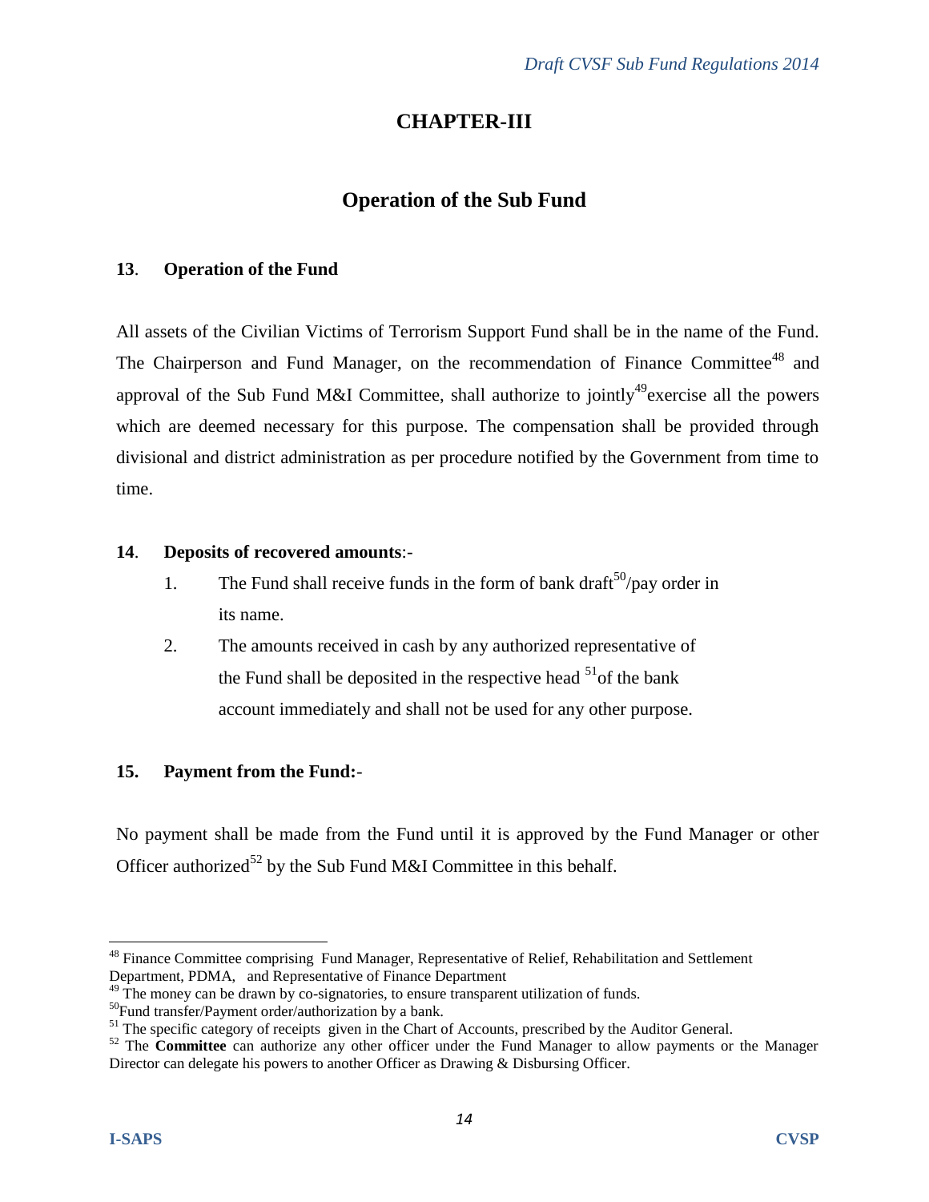# CHAPTER-III

## Operation of the Sub Fund

**13**. **Operation of the Fund**

All assets of the Civilian Victims of Terrorism Support Fund shall be in the name of the Fund. The Chairperson and Fund Manager, on the recommendation of Finance Committee[48] and approval of the Sub Fund M&I Committee, shall authorize to jointly[49]exercise all the powers which are deemed necessary for this purpose. The compensation shall be provided through divisional and district administration as per procedure notified by the Government from time to time.

**14**. **Deposits of recovered amounts**:-

1. The Fund shall receive funds in the form of bank draft[50]/pay order in its name.
2. The amounts received in cash by any authorized representative of the Fund shall be deposited in the respective head [51]of the bank account immediately and shall not be used for any other purpose.

**15. Payment from the Fund:**-

No payment shall be made from the Fund until it is approved by the Fund Manager or other Officer authorized[52] by the Sub Fund M&I Committee in this behalf.

---

[48] Finance Committee comprising Fund Manager, Representative of Relief, Rehabilitation and Settlement Department, PDMA, and Representative of Finance Department

[49] The money can be drawn by co-signatories, to ensure transparent utilization of funds.

[50] Fund transfer/Payment order/authorization by a bank.

[51] The specific category of receipts given in the Chart of Accounts, prescribed by the Auditor General.

[52] The **Committee** can authorize any other officer under the Fund Manager to allow payments or the Manager Director can delegate his powers to another Officer as Drawing & Disbursing Officer.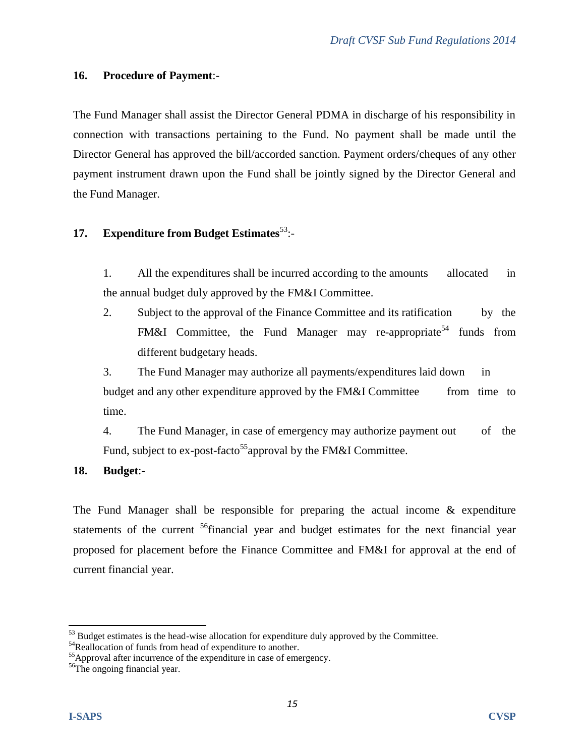## 16. **Procedure of Payment**:-

The Fund Manager shall assist the Director General PDMA in discharge of his responsibility in connection with transactions pertaining to the Fund. No payment shall be made until the Director General has approved the bill/accorded sanction. Payment orders/cheques of any other payment instrument drawn upon the Fund shall be jointly signed by the Director General and the Fund Manager.

## 17. **Expenditure from Budget Estimates**[53]:-

1. All the expenditures shall be incurred according to the amounts allocated in the annual budget duly approved by the FM&I Committee.
2. Subject to the approval of the Finance Committee and its ratification by the FM&I Committee, the Fund Manager may re-appropriate[54] funds from different budgetary heads.
3. The Fund Manager may authorize all payments/expenditures laid down in budget and any other expenditure approved by the FM&I Committee from time to time.
4. The Fund Manager, in case of emergency may authorize payment out of the Fund, subject to ex-post-facto[55]approval by the FM&I Committee.

## 18. **Budget**:-

The Fund Manager shall be responsible for preparing the actual income & expenditure statements of the current [56]financial year and budget estimates for the next financial year proposed for placement before the Finance Committee and FM&I for approval at the end of current financial year.

---

[53] Budget estimates is the head-wise allocation for expenditure duly approved by the Committee.

[54] Reallocation of funds from head of expenditure to another.

[55] Approval after incurrence of the expenditure in case of emergency.

[56] The ongoing financial year.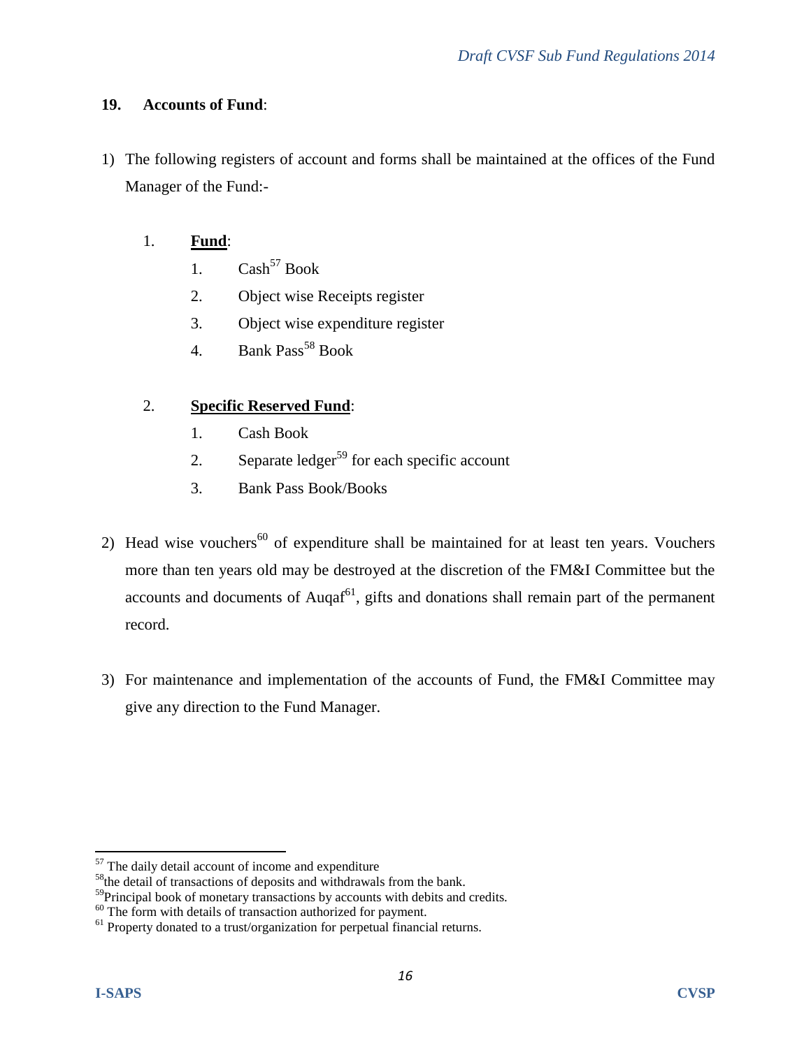## 19. Accounts of Fund:

1) The following registers of account and forms shall be maintained at the offices of the Fund Manager of the Fund:-

    1. **Fund**:
        1. Cash[57] Book
        2. Object wise Receipts register
        3. Object wise expenditure register
        4. Bank Pass[58] Book

    2. **Specific Reserved Fund**:
        1. Cash Book
        2. Separate ledger[59] for each specific account
        3. Bank Pass Book/Books

2) Head wise vouchers[60] of expenditure shall be maintained for at least ten years. Vouchers more than ten years old may be destroyed at the discretion of the FM&I Committee but the accounts and documents of Auqaf[61], gifts and donations shall remain part of the permanent record.

3) For maintenance and implementation of the accounts of Fund, the FM&I Committee may give any direction to the Fund Manager.

---

[57] The daily detail account of income and expenditure

[58] the detail of transactions of deposits and withdrawals from the bank.

[59] Principal book of monetary transactions by accounts with debits and credits.

[60] The form with details of transaction authorized for payment.

[61] Property donated to a trust/organization for perpetual financial returns.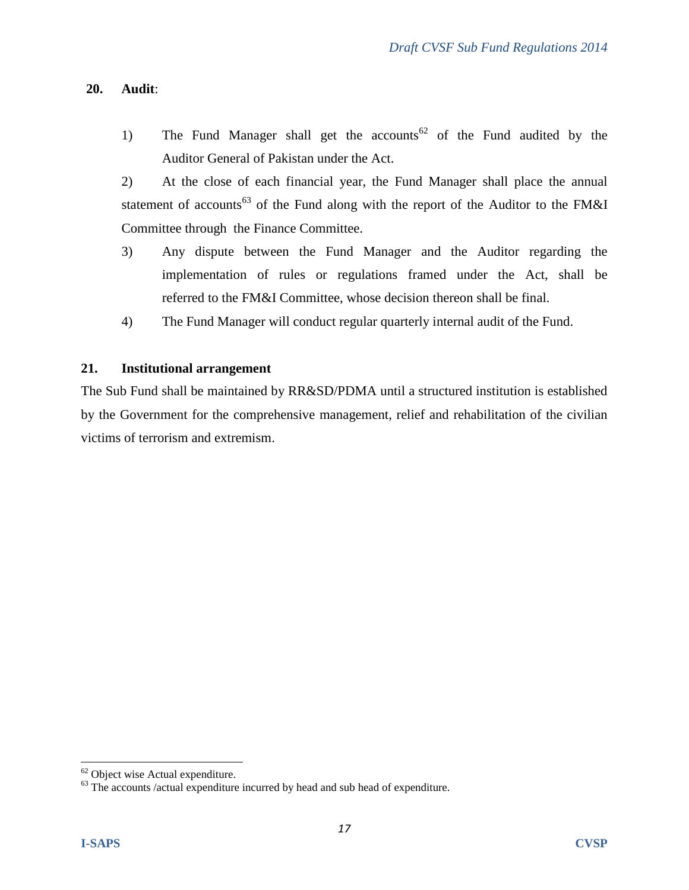## 20. **Audit**:

1) The Fund Manager shall get the accounts[62] of the Fund audited by the Auditor General of Pakistan under the Act.

2) At the close of each financial year, the Fund Manager shall place the annual statement of accounts[63] of the Fund along with the report of the Auditor to the FM&I Committee through the Finance Committee.

3) Any dispute between the Fund Manager and the Auditor regarding the implementation of rules or regulations framed under the Act, shall be referred to the FM&I Committee, whose decision thereon shall be final.

4) The Fund Manager will conduct regular quarterly internal audit of the Fund.

## 21. **Institutional arrangement**

The Sub Fund shall be maintained by RR&SD/PDMA until a structured institution is established by the Government for the comprehensive management, relief and rehabilitation of the civilian victims of terrorism and extremism.

---

[62] Object wise Actual expenditure.

[63] The accounts /actual expenditure incurred by head and sub head of expenditure.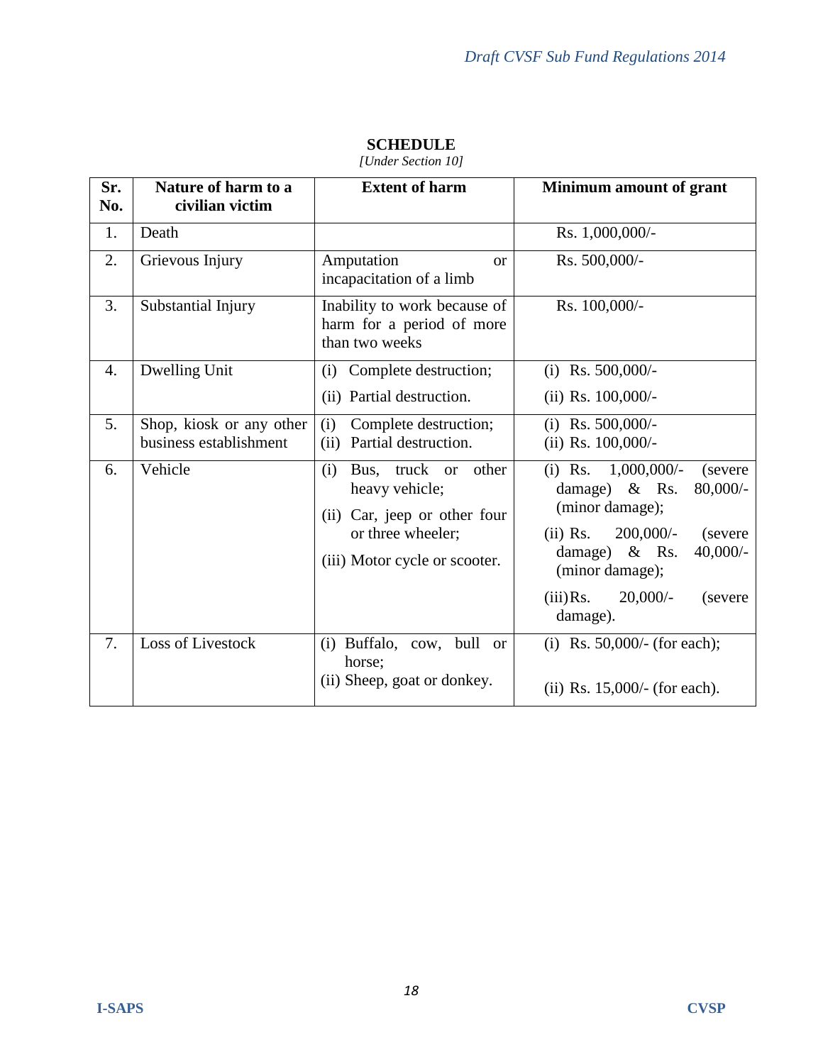# SCHEDULE

*[Under Section 10]*

| Sr. No. | Nature of harm to a civilian victim | Extent of harm | Minimum amount of grant |
|---|---|---|---|
| 1. | Death | | Rs. 1,000,000/- |
| 2. | Grievous Injury | Amputation or incapacitation of a limb | Rs. 500,000/- |
| 3. | Substantial Injury | Inability to work because of harm for a period of more than two weeks | Rs. 100,000/- |
| 4. | Dwelling Unit | (i) Complete destruction;<br>(ii) Partial destruction. | (i) Rs. 500,000/-<br>(ii) Rs. 100,000/- |
| 5. | Shop, kiosk or any other business establishment | (i) Complete destruction;<br>(ii) Partial destruction. | (i) Rs. 500,000/-<br>(ii) Rs. 100,000/- |
| 6. | Vehicle | (i) Bus, truck or other heavy vehicle;<br>(ii) Car, jeep or other four or three wheeler;<br>(iii) Motor cycle or scooter. | (i) Rs. 1,000,000/- (severe damage) & Rs. 80,000/- (minor damage);<br>(ii) Rs. 200,000/- (severe damage) & Rs. 40,000/- (minor damage);<br>(iii) Rs. 20,000/- (severe damage). |
| 7. | Loss of Livestock | (i) Buffalo, cow, bull or horse;<br>(ii) Sheep, goat or donkey. | (i) Rs. 50,000/- (for each);<br>(ii) Rs. 15,000/- (for each). |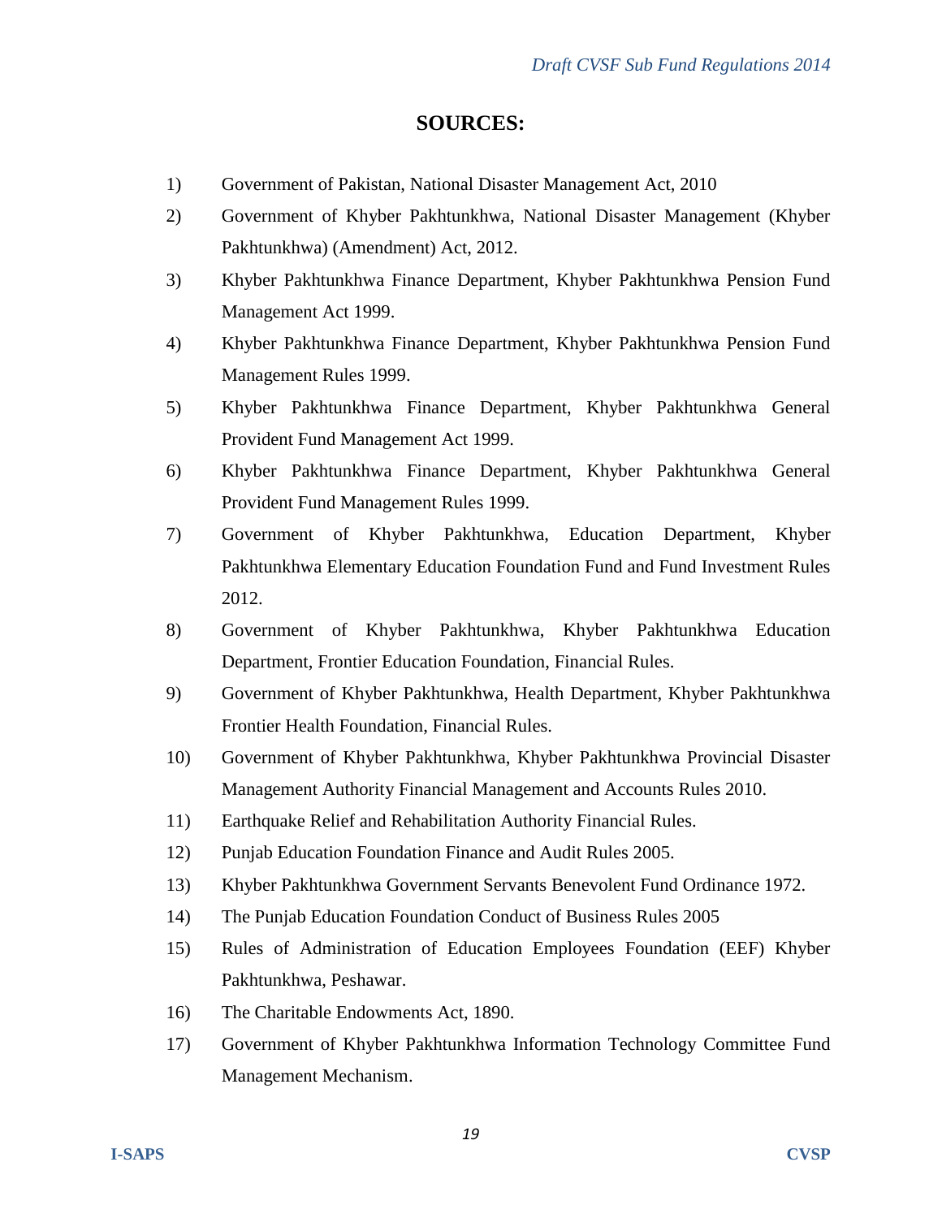# SOURCES:

1) Government of Pakistan, National Disaster Management Act, 2010
2) Government of Khyber Pakhtunkhwa, National Disaster Management (Khyber Pakhtunkhwa) (Amendment) Act, 2012.
3) Khyber Pakhtunkhwa Finance Department, Khyber Pakhtunkhwa Pension Fund Management Act 1999.
4) Khyber Pakhtunkhwa Finance Department, Khyber Pakhtunkhwa Pension Fund Management Rules 1999.
5) Khyber Pakhtunkhwa Finance Department, Khyber Pakhtunkhwa General Provident Fund Management Act 1999.
6) Khyber Pakhtunkhwa Finance Department, Khyber Pakhtunkhwa General Provident Fund Management Rules 1999.
7) Government of Khyber Pakhtunkhwa, Education Department, Khyber Pakhtunkhwa Elementary Education Foundation Fund and Fund Investment Rules 2012.
8) Government of Khyber Pakhtunkhwa, Khyber Pakhtunkhwa Education Department, Frontier Education Foundation, Financial Rules.
9) Government of Khyber Pakhtunkhwa, Health Department, Khyber Pakhtunkhwa Frontier Health Foundation, Financial Rules.
10) Government of Khyber Pakhtunkhwa, Khyber Pakhtunkhwa Provincial Disaster Management Authority Financial Management and Accounts Rules 2010.
11) Earthquake Relief and Rehabilitation Authority Financial Rules.
12) Punjab Education Foundation Finance and Audit Rules 2005.
13) Khyber Pakhtunkhwa Government Servants Benevolent Fund Ordinance 1972.
14) The Punjab Education Foundation Conduct of Business Rules 2005
15) Rules of Administration of Education Employees Foundation (EEF) Khyber Pakhtunkhwa, Peshawar.
16) The Charitable Endowments Act, 1890.
17) Government of Khyber Pakhtunkhwa Information Technology Committee Fund Management Mechanism.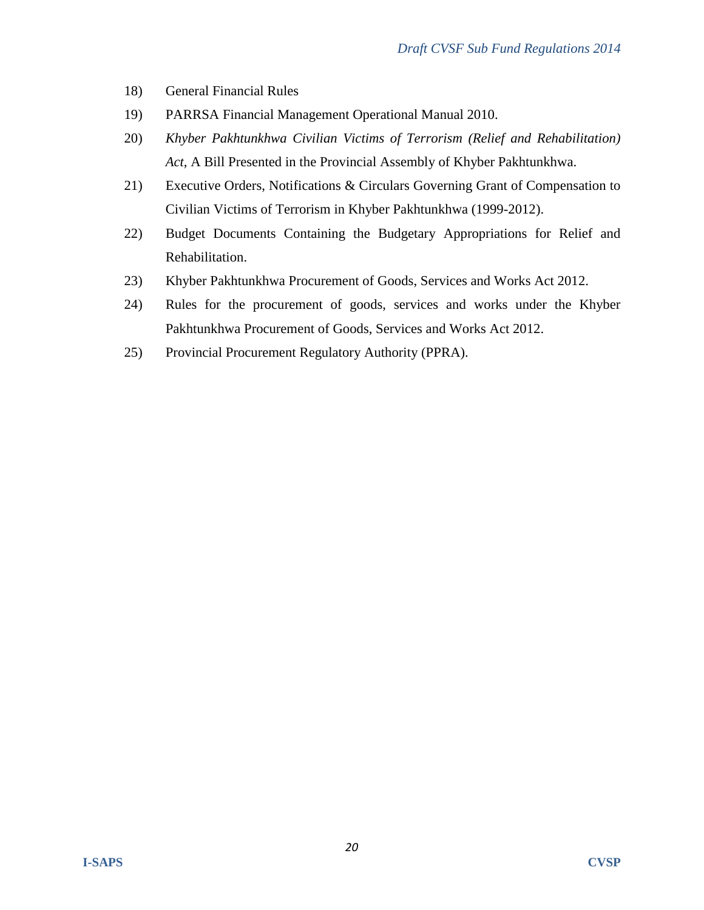18) General Financial Rules

19) PARRSA Financial Management Operational Manual 2010.

20) *Khyber Pakhtunkhwa Civilian Victims of Terrorism (Relief and Rehabilitation) Act*, A Bill Presented in the Provincial Assembly of Khyber Pakhtunkhwa.

21) Executive Orders, Notifications & Circulars Governing Grant of Compensation to Civilian Victims of Terrorism in Khyber Pakhtunkhwa (1999-2012).

22) Budget Documents Containing the Budgetary Appropriations for Relief and Rehabilitation.

23) Khyber Pakhtunkhwa Procurement of Goods, Services and Works Act 2012.

24) Rules for the procurement of goods, services and works under the Khyber Pakhtunkhwa Procurement of Goods, Services and Works Act 2012.

25) Provincial Procurement Regulatory Authority (PPRA).